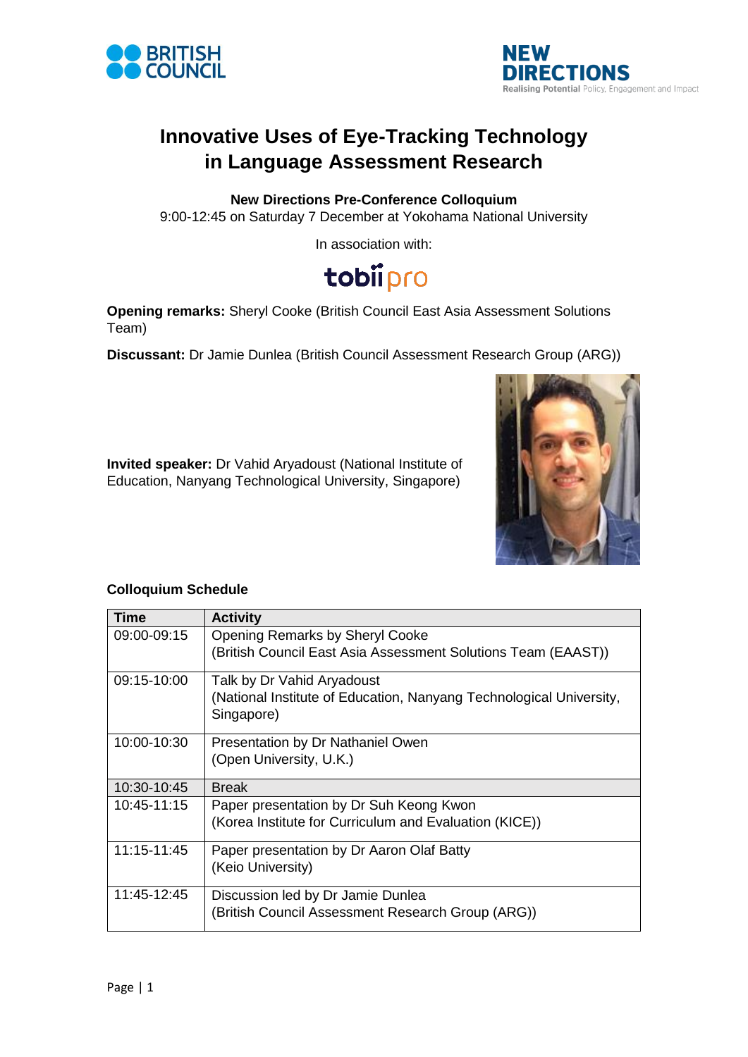# Innovative Uses of Eye-Tracking Technology in Language Assessment Research

**New Directions Pre-Conference Colloquium**
9:00-12:45 on Saturday 7 December at Yokohama National University

In association with:

tobii pro

**Opening remarks:** Sheryl Cooke (British Council East Asia Assessment Solutions Team)

**Discussant:** Dr Jamie Dunlea (British Council Assessment Research Group (ARG))

**Invited speaker:** Dr Vahid Aryadoust (National Institute of Education, Nanyang Technological University, Singapore)

**Colloquium Schedule**

| Time | Activity |
|---|---|
| 09:00-09:15 | Opening Remarks by Sheryl Cooke<br>(British Council East Asia Assessment Solutions Team (EAAST)) |
| 09:15-10:00 | Talk by Dr Vahid Aryadoust<br>(National Institute of Education, Nanyang Technological University, Singapore) |
| 10:00-10:30 | Presentation by Dr Nathaniel Owen<br>(Open University, U.K.) |
| 10:30-10:45 | Break |
| 10:45-11:15 | Paper presentation by Dr Suh Keong Kwon<br>(Korea Institute for Curriculum and Evaluation (KICE)) |
| 11:15-11:45 | Paper presentation by Dr Aaron Olaf Batty<br>(Keio University) |
| 11:45-12:45 | Discussion led by Dr Jamie Dunlea<br>(British Council Assessment Research Group (ARG)) |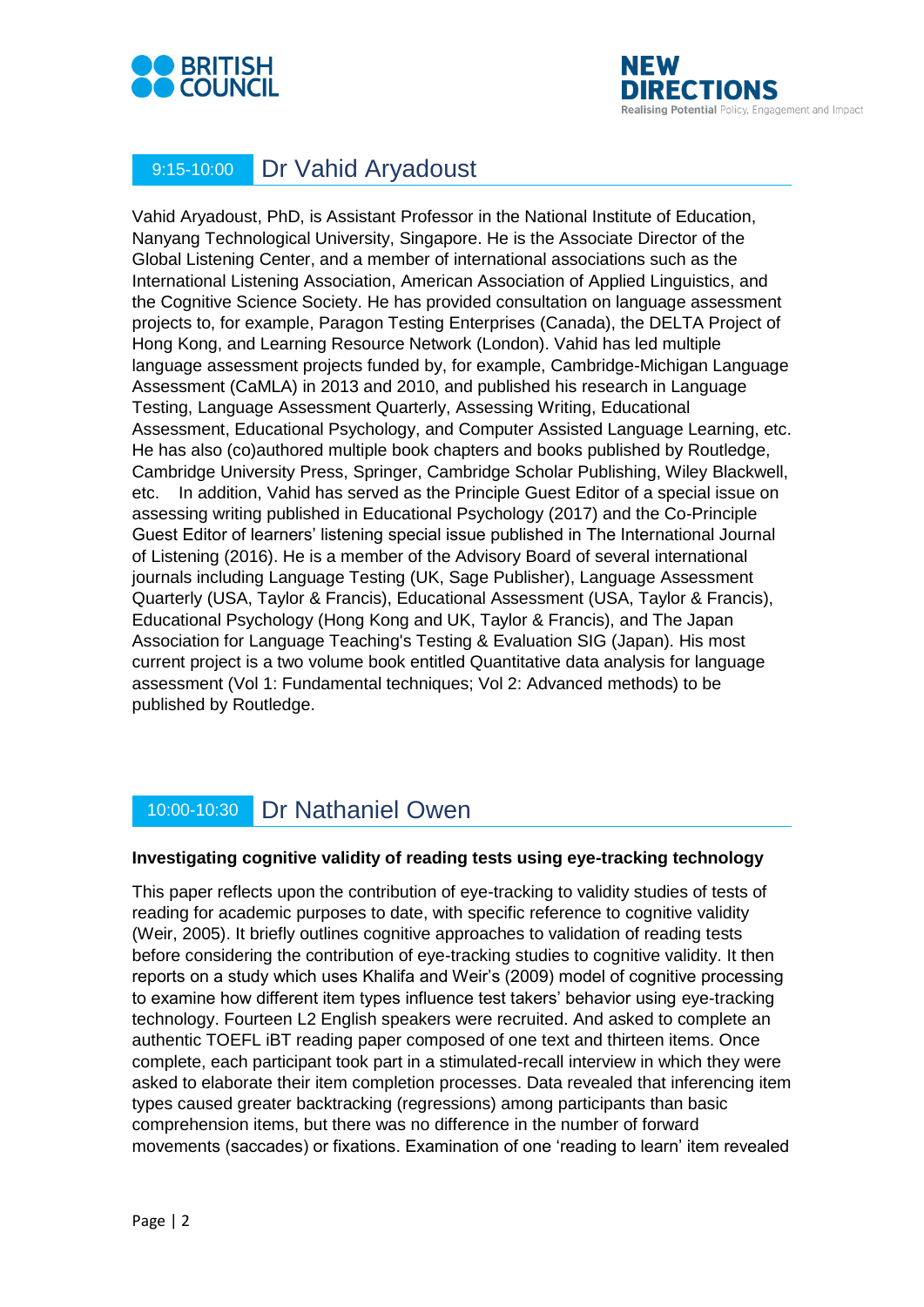## 9:15-10:00 Dr Vahid Aryadoust

Vahid Aryadoust, PhD, is Assistant Professor in the National Institute of Education, Nanyang Technological University, Singapore. He is the Associate Director of the Global Listening Center, and a member of international associations such as the International Listening Association, American Association of Applied Linguistics, and the Cognitive Science Society. He has provided consultation on language assessment projects to, for example, Paragon Testing Enterprises (Canada), the DELTA Project of Hong Kong, and Learning Resource Network (London). Vahid has led multiple language assessment projects funded by, for example, Cambridge-Michigan Language Assessment (CaMLA) in 2013 and 2010, and published his research in Language Testing, Language Assessment Quarterly, Assessing Writing, Educational Assessment, Educational Psychology, and Computer Assisted Language Learning, etc. He has also (co)authored multiple book chapters and books published by Routledge, Cambridge University Press, Springer, Cambridge Scholar Publishing, Wiley Blackwell, etc. In addition, Vahid has served as the Principle Guest Editor of a special issue on assessing writing published in Educational Psychology (2017) and the Co-Principle Guest Editor of learners' listening special issue published in The International Journal of Listening (2016). He is a member of the Advisory Board of several international journals including Language Testing (UK, Sage Publisher), Language Assessment Quarterly (USA, Taylor & Francis), Educational Assessment (USA, Taylor & Francis), Educational Psychology (Hong Kong and UK, Taylor & Francis), and The Japan Association for Language Teaching's Testing & Evaluation SIG (Japan). His most current project is a two volume book entitled Quantitative data analysis for language assessment (Vol 1: Fundamental techniques; Vol 2: Advanced methods) to be published by Routledge.

## 10:00-10:30 Dr Nathaniel Owen

**Investigating cognitive validity of reading tests using eye-tracking technology**

This paper reflects upon the contribution of eye-tracking to validity studies of tests of reading for academic purposes to date, with specific reference to cognitive validity (Weir, 2005). It briefly outlines cognitive approaches to validation of reading tests before considering the contribution of eye-tracking studies to cognitive validity. It then reports on a study which uses Khalifa and Weir's (2009) model of cognitive processing to examine how different item types influence test takers' behavior using eye-tracking technology. Fourteen L2 English speakers were recruited. And asked to complete an authentic TOEFL iBT reading paper composed of one text and thirteen items. Once complete, each participant took part in a stimulated-recall interview in which they were asked to elaborate their item completion processes. Data revealed that inferencing item types caused greater backtracking (regressions) among participants than basic comprehension items, but there was no difference in the number of forward movements (saccades) or fixations. Examination of one 'reading to learn' item revealed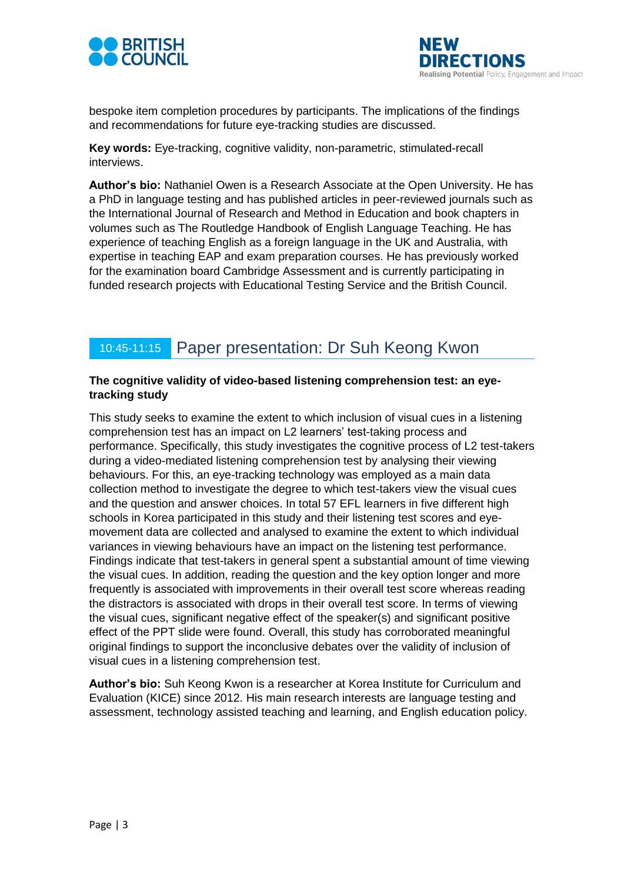bespoke item completion procedures by participants. The implications of the findings and recommendations for future eye-tracking studies are discussed.

**Key words:** Eye-tracking, cognitive validity, non-parametric, stimulated-recall interviews.

**Author's bio:** Nathaniel Owen is a Research Associate at the Open University. He has a PhD in language testing and has published articles in peer-reviewed journals such as the International Journal of Research and Method in Education and book chapters in volumes such as The Routledge Handbook of English Language Teaching. He has experience of teaching English as a foreign language in the UK and Australia, with expertise in teaching EAP and exam preparation courses. He has previously worked for the examination board Cambridge Assessment and is currently participating in funded research projects with Educational Testing Service and the British Council.

## 10:45-11:15 Paper presentation: Dr Suh Keong Kwon

**The cognitive validity of video-based listening comprehension test: an eye-tracking study**

This study seeks to examine the extent to which inclusion of visual cues in a listening comprehension test has an impact on L2 learners' test-taking process and performance. Specifically, this study investigates the cognitive process of L2 test-takers during a video-mediated listening comprehension test by analysing their viewing behaviours. For this, an eye-tracking technology was employed as a main data collection method to investigate the degree to which test-takers view the visual cues and the question and answer choices. In total 57 EFL learners in five different high schools in Korea participated in this study and their listening test scores and eye-movement data are collected and analysed to examine the extent to which individual variances in viewing behaviours have an impact on the listening test performance. Findings indicate that test-takers in general spent a substantial amount of time viewing the visual cues. In addition, reading the question and the key option longer and more frequently is associated with improvements in their overall test score whereas reading the distractors is associated with drops in their overall test score. In terms of viewing the visual cues, significant negative effect of the speaker(s) and significant positive effect of the PPT slide were found. Overall, this study has corroborated meaningful original findings to support the inconclusive debates over the validity of inclusion of visual cues in a listening comprehension test.

**Author's bio:** Suh Keong Kwon is a researcher at Korea Institute for Curriculum and Evaluation (KICE) since 2012. His main research interests are language testing and assessment, technology assisted teaching and learning, and English education policy.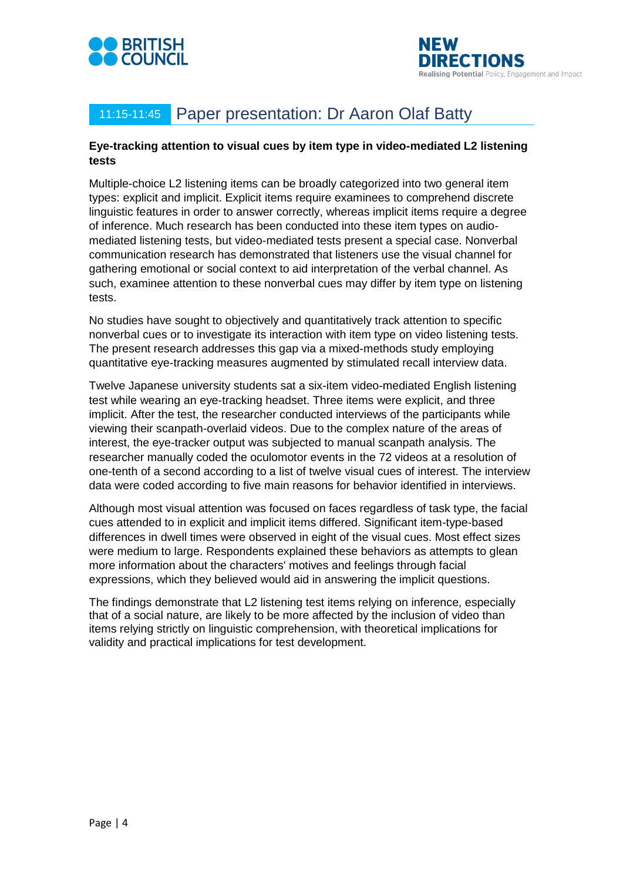## 11:15-11:45 Paper presentation: Dr Aaron Olaf Batty

**Eye-tracking attention to visual cues by item type in video-mediated L2 listening tests**

Multiple-choice L2 listening items can be broadly categorized into two general item types: explicit and implicit. Explicit items require examinees to comprehend discrete linguistic features in order to answer correctly, whereas implicit items require a degree of inference. Much research has been conducted into these item types on audio-mediated listening tests, but video-mediated tests present a special case. Nonverbal communication research has demonstrated that listeners use the visual channel for gathering emotional or social context to aid interpretation of the verbal channel. As such, examinee attention to these nonverbal cues may differ by item type on listening tests.

No studies have sought to objectively and quantitatively track attention to specific nonverbal cues or to investigate its interaction with item type on video listening tests. The present research addresses this gap via a mixed-methods study employing quantitative eye-tracking measures augmented by stimulated recall interview data.

Twelve Japanese university students sat a six-item video-mediated English listening test while wearing an eye-tracking headset. Three items were explicit, and three implicit. After the test, the researcher conducted interviews of the participants while viewing their scanpath-overlaid videos. Due to the complex nature of the areas of interest, the eye-tracker output was subjected to manual scanpath analysis. The researcher manually coded the oculomotor events in the 72 videos at a resolution of one-tenth of a second according to a list of twelve visual cues of interest. The interview data were coded according to five main reasons for behavior identified in interviews.

Although most visual attention was focused on faces regardless of task type, the facial cues attended to in explicit and implicit items differed. Significant item-type-based differences in dwell times were observed in eight of the visual cues. Most effect sizes were medium to large. Respondents explained these behaviors as attempts to glean more information about the characters' motives and feelings through facial expressions, which they believed would aid in answering the implicit questions.

The findings demonstrate that L2 listening test items relying on inference, especially that of a social nature, are likely to be more affected by the inclusion of video than items relying strictly on linguistic comprehension, with theoretical implications for validity and practical implications for test development.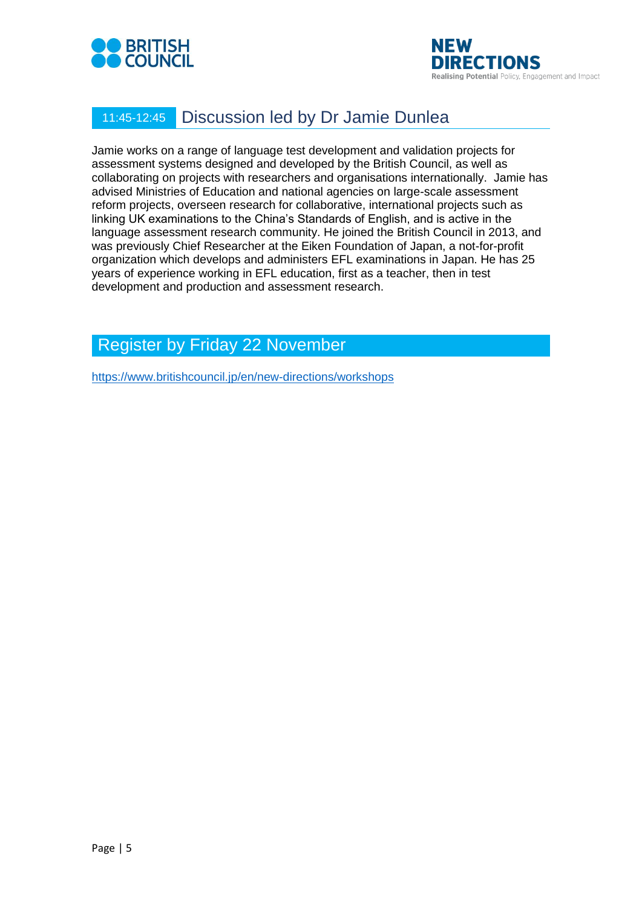## 11:45-12:45 Discussion led by Dr Jamie Dunlea

Jamie works on a range of language test development and validation projects for assessment systems designed and developed by the British Council, as well as collaborating on projects with researchers and organisations internationally. Jamie has advised Ministries of Education and national agencies on large-scale assessment reform projects, overseen research for collaborative, international projects such as linking UK examinations to the China's Standards of English, and is active in the language assessment research community. He joined the British Council in 2013, and was previously Chief Researcher at the Eiken Foundation of Japan, a not-for-profit organization which develops and administers EFL examinations in Japan. He has 25 years of experience working in EFL education, first as a teacher, then in test development and production and assessment research.

## Register by Friday 22 November

https://www.britishcouncil.jp/en/new-directions/workshops